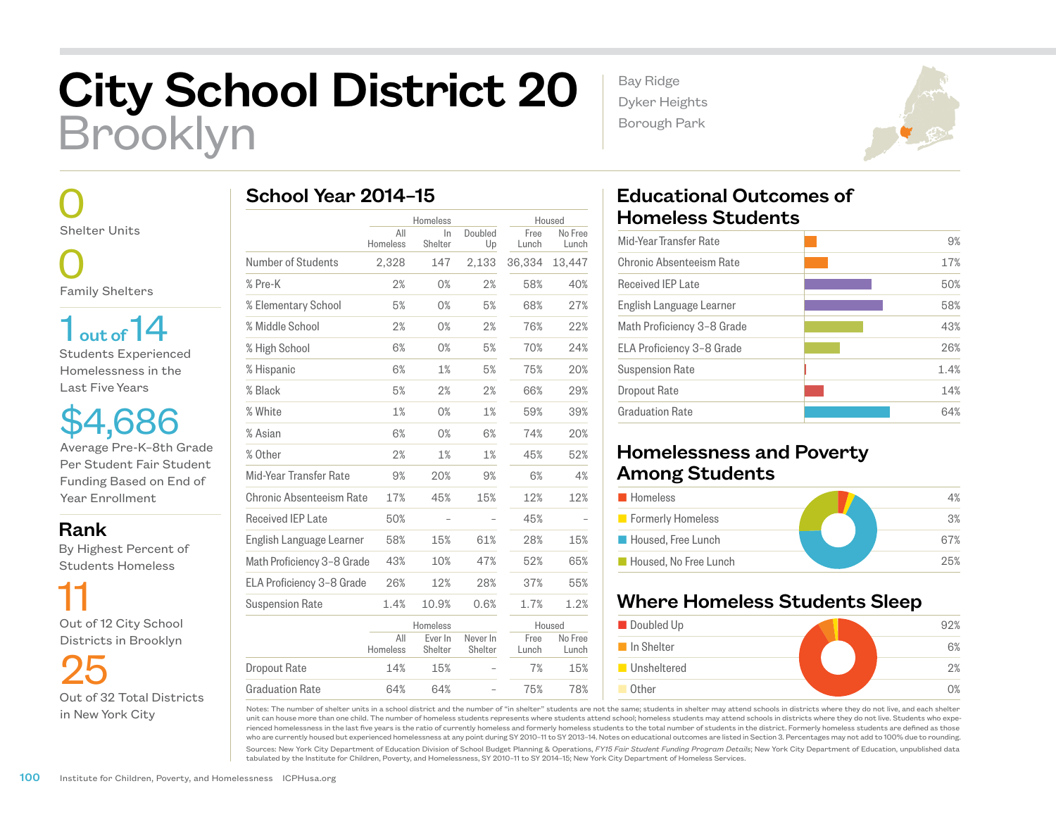# City School District 20
## Brooklyn

Bay Ridge
Dyker Heights
Borough Park

**0**
Shelter Units

**0**
Family Shelters

**1 out of 14**
Students Experienced Homelessness in the Last Five Years

**$4,686**
Average Pre-K–8th Grade Per Student Fair Student Funding Based on End of Year Enrollment

## Rank

By Highest Percent of Students Homeless

**11**
Out of 12 City School Districts in Brooklyn

**25**
Out of 32 Total Districts in New York City

## School Year 2014–15

| | Homeless | | | Housed | |
|---|---|---|---|---|---|
| | All Homeless | In Shelter | Doubled Up | Free Lunch | No Free Lunch |
| Number of Students | 2,328 | 147 | 2,133 | 36,334 | 13,447 |
| % Pre-K | 2% | 0% | 2% | 58% | 40% |
| % Elementary School | 5% | 0% | 5% | 68% | 27% |
| % Middle School | 2% | 0% | 2% | 76% | 22% |
| % High School | 6% | 0% | 5% | 70% | 24% |
| % Hispanic | 6% | 1% | 5% | 75% | 20% |
| % Black | 5% | 2% | 2% | 66% | 29% |
| % White | 1% | 0% | 1% | 59% | 39% |
| % Asian | 6% | 0% | 6% | 74% | 20% |
| % Other | 2% | 1% | 1% | 45% | 52% |
| Mid-Year Transfer Rate | 9% | 20% | 9% | 6% | 4% |
| Chronic Absenteeism Rate | 17% | 45% | 15% | 12% | 12% |
| Received IEP Late | 50% | – | – | 45% | – |
| English Language Learner | 58% | 15% | 61% | 28% | 15% |
| Math Proficiency 3–8 Grade | 43% | 10% | 47% | 52% | 65% |
| ELA Proficiency 3–8 Grade | 26% | 12% | 28% | 37% | 55% |
| Suspension Rate | 1.4% | 10.9% | 0.6% | 1.7% | 1.2% |

| | Homeless | | | Housed | |
|---|---|---|---|---|---|
| | All Homeless | Ever In Shelter | Never In Shelter | Free Lunch | No Free Lunch |
| Dropout Rate | 14% | 15% | – | 7% | 15% |
| Graduation Rate | 64% | 64% | – | 75% | 78% |

## Educational Outcomes of Homeless Students

| Outcome | Rate |
|---|---|
| Mid-Year Transfer Rate | 9% |
| Chronic Absenteeism Rate | 17% |
| Received IEP Late | 50% |
| English Language Learner | 58% |
| Math Proficiency 3–8 Grade | 43% |
| ELA Proficiency 3–8 Grade | 26% |
| Suspension Rate | 1.4% |
| Dropout Rate | 14% |
| Graduation Rate | 64% |

## Homelessness and Poverty Among Students

| Category | Percent |
|---|---|
| Homeless | 4% |
| Formerly Homeless | 3% |
| Housed, Free Lunch | 67% |
| Housed, No Free Lunch | 25% |

## Where Homeless Students Sleep

| Category | Percent |
|---|---|
| Doubled Up | 92% |
| In Shelter | 6% |
| Unsheltered | 2% |
| Other | 0% |

Notes: The number of shelter units in a school district and the number of "in shelter" students are not the same; students in shelter may attend schools in districts where they do not live, and each shelter unit can house more than one child. The number of homeless students represents where students attend school; homeless students may attend schools in districts where they do not live. Students who experienced homelessness in the last five years is the ratio of currently homeless and formerly homeless students to the total number of students in the district. Formerly homeless students are defined as those who are currently housed but experienced homelessness at any point during SY 2010–11 to SY 2013–14. Notes on educational outcomes are listed in Section 3. Percentages may not add to 100% due to rounding.

Sources: New York City Department of Education Division of School Budget Planning & Operations, *FY15 Fair Student Funding Program Details*; New York City Department of Education, unpublished data tabulated by the Institute for Children, Poverty, and Homelessness, SY 2010–11 to SY 2014–15; New York City Department of Homeless Services.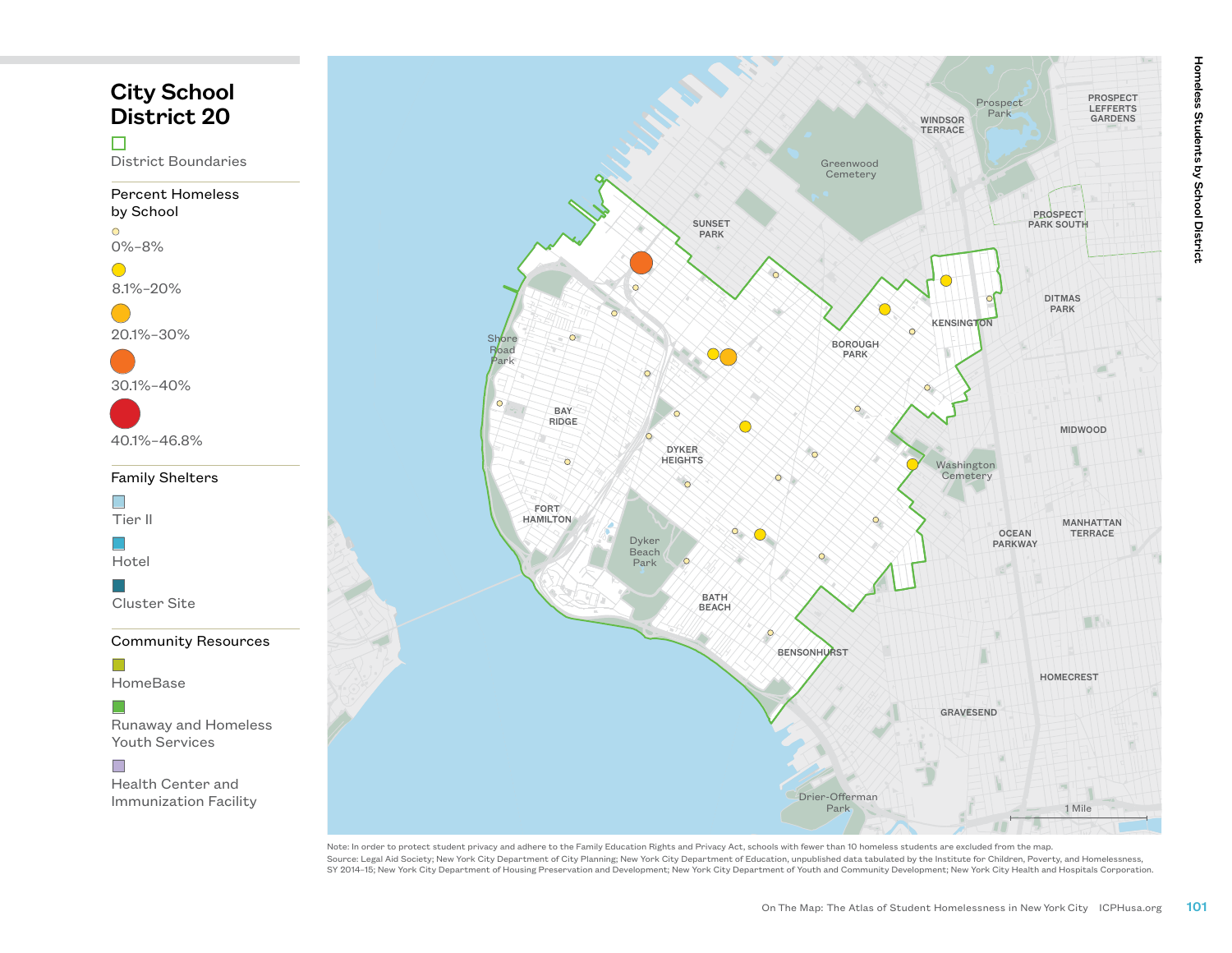# City School District 20

District Boundaries

Percent Homeless by School

0%–8%

8.1%–20%

20.1%–30%

30.1%–40%

40.1%–46.8%

Family Shelters

Tier II

Hotel

Cluster Site

Community Resources

HomeBase

Runaway and Homeless Youth Services

Health Center and Immunization Facility

WINDSOR TERRACE

Prospect Park

PROSPECT LEFFERTS GARDENS

Greenwood Cemetery

SUNSET PARK

PROSPECT PARK SOUTH

DITMAS PARK

KENSINGTON

BOROUGH PARK

Shore Road Park

BAY RIDGE

MIDWOOD

DYKER HEIGHTS

Washington Cemetery

FORT HAMILTON

OCEAN PARKWAY

MANHATTAN TERRACE

Dyker Beach Park

BATH BEACH

BENSONHURST

HOMECREST

GRAVESEND

Drier-Offerman Park

1 Mile

Note: In order to protect student privacy and adhere to the Family Education Rights and Privacy Act, schools with fewer than 10 homeless students are excluded from the map.

Source: Legal Aid Society; New York City Department of City Planning; New York City Department of Education, unpublished data tabulated by the Institute for Children, Poverty, and Homelessness, SY 2014–15; New York City Department of Housing Preservation and Development; New York City Department of Youth and Community Development; New York City Health and Hospitals Corporation.